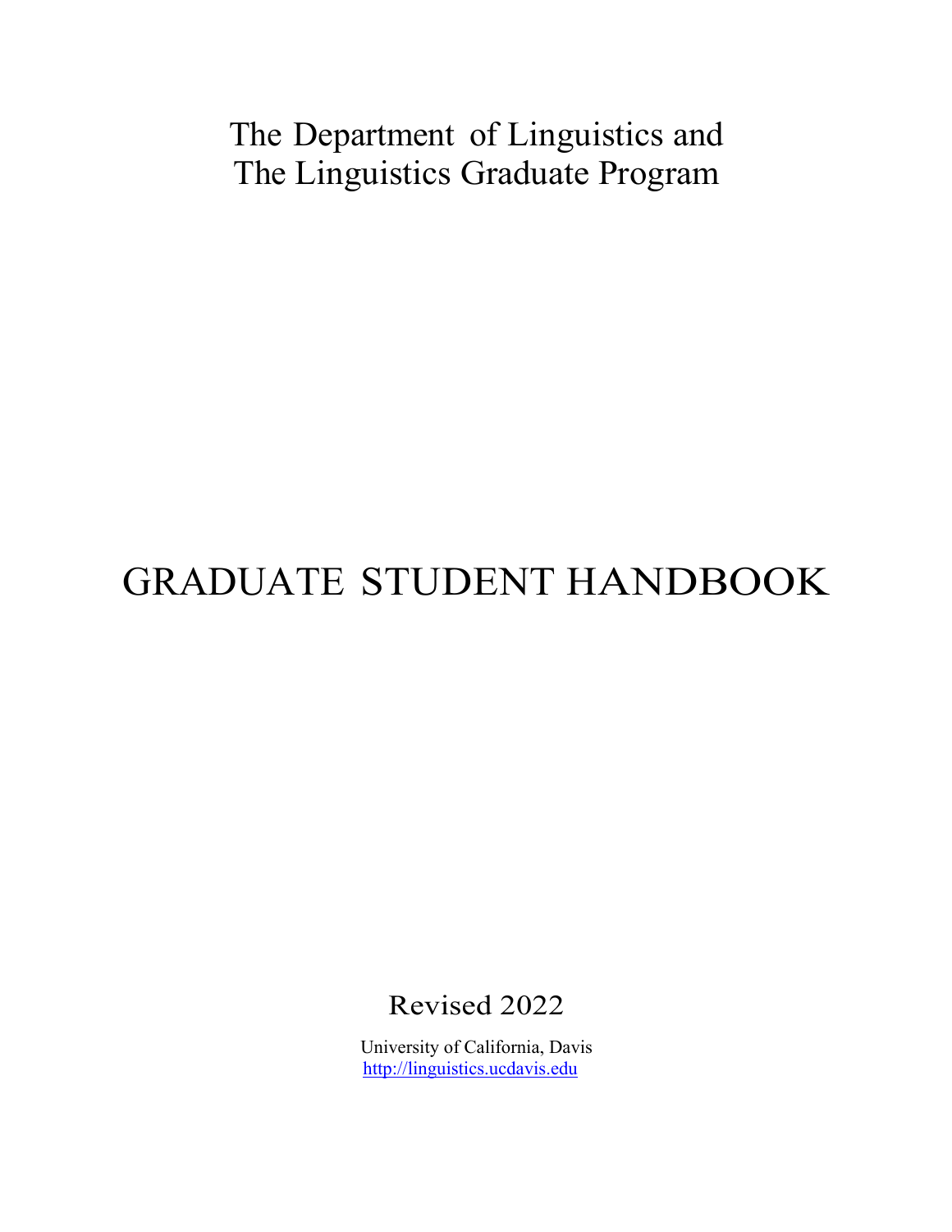The Department of Linguistics and
The Linguistics Graduate Program

# GRADUATE STUDENT HANDBOOK

Revised 2022

University of California, Davis
http://linguistics.ucdavis.edu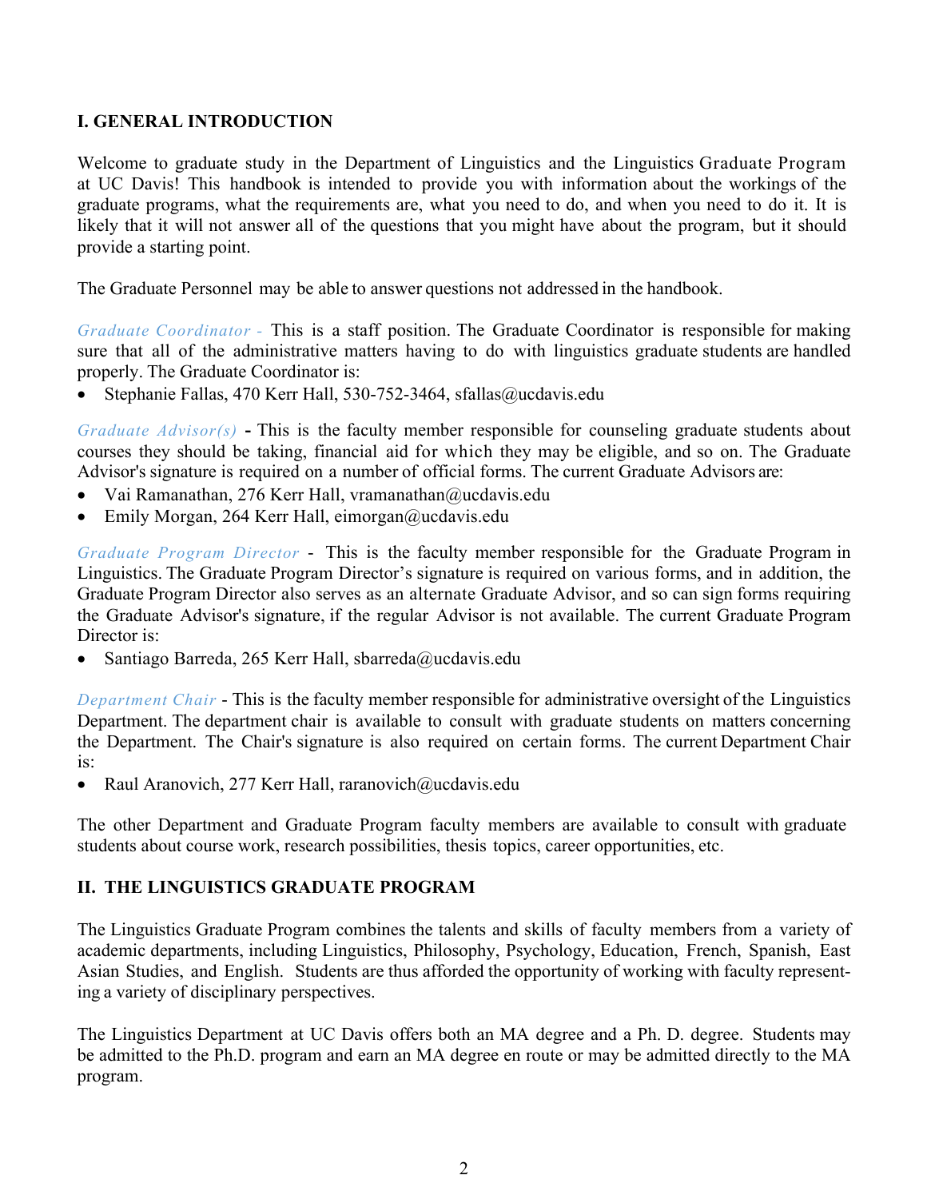## I. GENERAL INTRODUCTION

Welcome to graduate study in the Department of Linguistics and the Linguistics Graduate Program at UC Davis! This handbook is intended to provide you with information about the workings of the graduate programs, what the requirements are, what you need to do, and when you need to do it. It is likely that it will not answer all of the questions that you might have about the program, but it should provide a starting point.

The Graduate Personnel may be able to answer questions not addressed in the handbook.

*Graduate Coordinator* - This is a staff position. The Graduate Coordinator is responsible for making sure that all of the administrative matters having to do with linguistics graduate students are handled properly. The Graduate Coordinator is:

- Stephanie Fallas, 470 Kerr Hall, 530-752-3464, sfallas@ucdavis.edu

*Graduate Advisor(s)* **-** This is the faculty member responsible for counseling graduate students about courses they should be taking, financial aid for which they may be eligible, and so on. The Graduate Advisor's signature is required on a number of official forms. The current Graduate Advisors are:

- Vai Ramanathan, 276 Kerr Hall, vramanathan@ucdavis.edu
- Emily Morgan, 264 Kerr Hall, eimorgan@ucdavis.edu

*Graduate Program Director* - This is the faculty member responsible for the Graduate Program in Linguistics. The Graduate Program Director's signature is required on various forms, and in addition, the Graduate Program Director also serves as an alternate Graduate Advisor, and so can sign forms requiring the Graduate Advisor's signature, if the regular Advisor is not available. The current Graduate Program Director is:

- Santiago Barreda, 265 Kerr Hall, sbarreda@ucdavis.edu

*Department Chair* - This is the faculty member responsible for administrative oversight of the Linguistics Department. The department chair is available to consult with graduate students on matters concerning the Department. The Chair's signature is also required on certain forms. The current Department Chair is:

- Raul Aranovich, 277 Kerr Hall, raranovich@ucdavis.edu

The other Department and Graduate Program faculty members are available to consult with graduate students about course work, research possibilities, thesis topics, career opportunities, etc.

## II. THE LINGUISTICS GRADUATE PROGRAM

The Linguistics Graduate Program combines the talents and skills of faculty members from a variety of academic departments, including Linguistics, Philosophy, Psychology, Education, French, Spanish, East Asian Studies, and English. Students are thus afforded the opportunity of working with faculty representing a variety of disciplinary perspectives.

The Linguistics Department at UC Davis offers both an MA degree and a Ph. D. degree. Students may be admitted to the Ph.D. program and earn an MA degree en route or may be admitted directly to the MA program.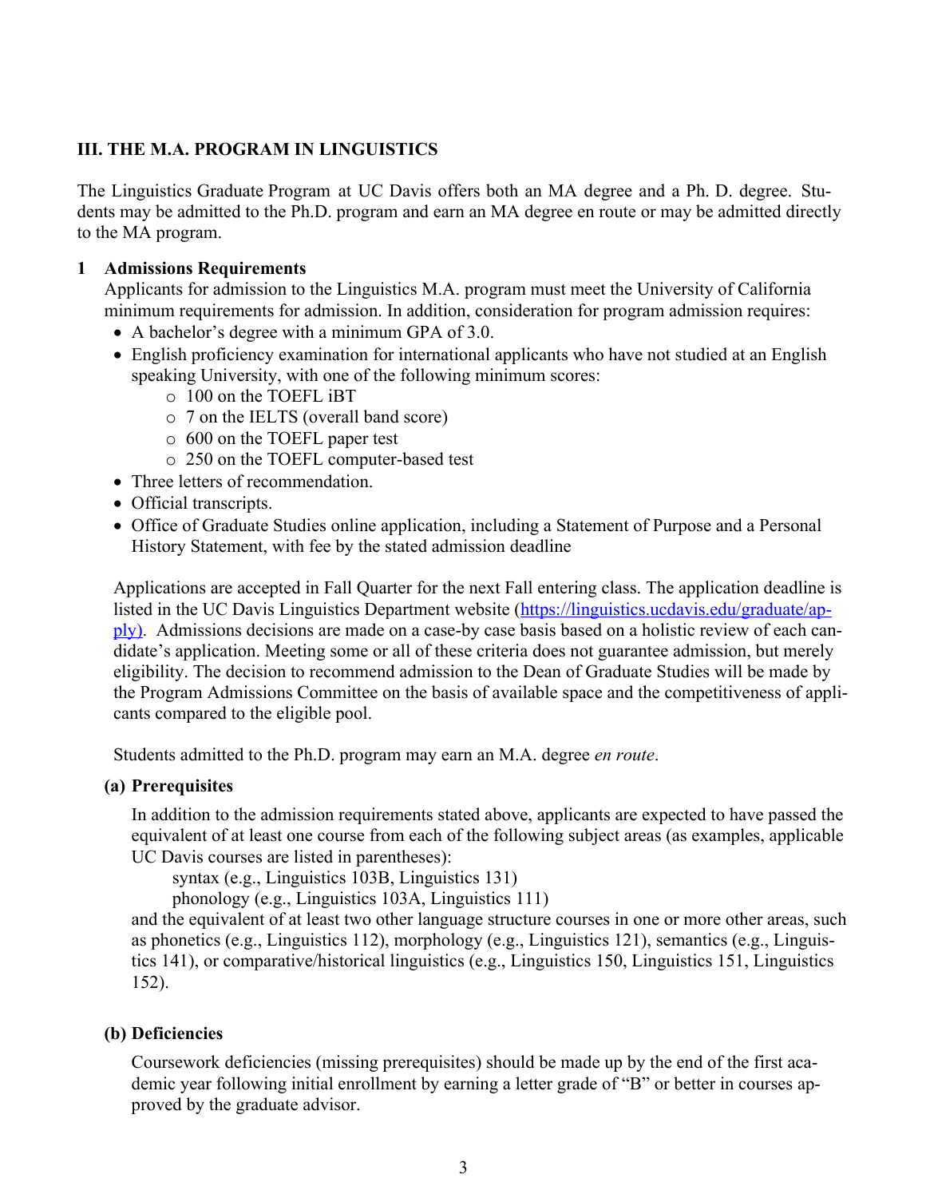## III. THE M.A. PROGRAM IN LINGUISTICS

The Linguistics Graduate Program at UC Davis offers both an MA degree and a Ph. D. degree. Students may be admitted to the Ph.D. program and earn an MA degree en route or may be admitted directly to the MA program.

### 1 Admissions Requirements

Applicants for admission to the Linguistics M.A. program must meet the University of California minimum requirements for admission. In addition, consideration for program admission requires:

- A bachelor's degree with a minimum GPA of 3.0.
- English proficiency examination for international applicants who have not studied at an English speaking University, with one of the following minimum scores:
    - 100 on the TOEFL iBT
    - 7 on the IELTS (overall band score)
    - 600 on the TOEFL paper test
    - 250 on the TOEFL computer-based test
- Three letters of recommendation.
- Official transcripts.
- Office of Graduate Studies online application, including a Statement of Purpose and a Personal History Statement, with fee by the stated admission deadline

Applications are accepted in Fall Quarter for the next Fall entering class. The application deadline is listed in the UC Davis Linguistics Department website (https://linguistics.ucdavis.edu/graduate/apply). Admissions decisions are made on a case-by case basis based on a holistic review of each candidate's application. Meeting some or all of these criteria does not guarantee admission, but merely eligibility. The decision to recommend admission to the Dean of Graduate Studies will be made by the Program Admissions Committee on the basis of available space and the competitiveness of applicants compared to the eligible pool.

Students admitted to the Ph.D. program may earn an M.A. degree *en route*.

#### (a) Prerequisites

In addition to the admission requirements stated above, applicants are expected to have passed the equivalent of at least one course from each of the following subject areas (as examples, applicable UC Davis courses are listed in parentheses):

syntax (e.g., Linguistics 103B, Linguistics 131)
phonology (e.g., Linguistics 103A, Linguistics 111)

and the equivalent of at least two other language structure courses in one or more other areas, such as phonetics (e.g., Linguistics 112), morphology (e.g., Linguistics 121), semantics (e.g., Linguistics 141), or comparative/historical linguistics (e.g., Linguistics 150, Linguistics 151, Linguistics 152).

#### (b) Deficiencies

Coursework deficiencies (missing prerequisites) should be made up by the end of the first academic year following initial enrollment by earning a letter grade of "B" or better in courses approved by the graduate advisor.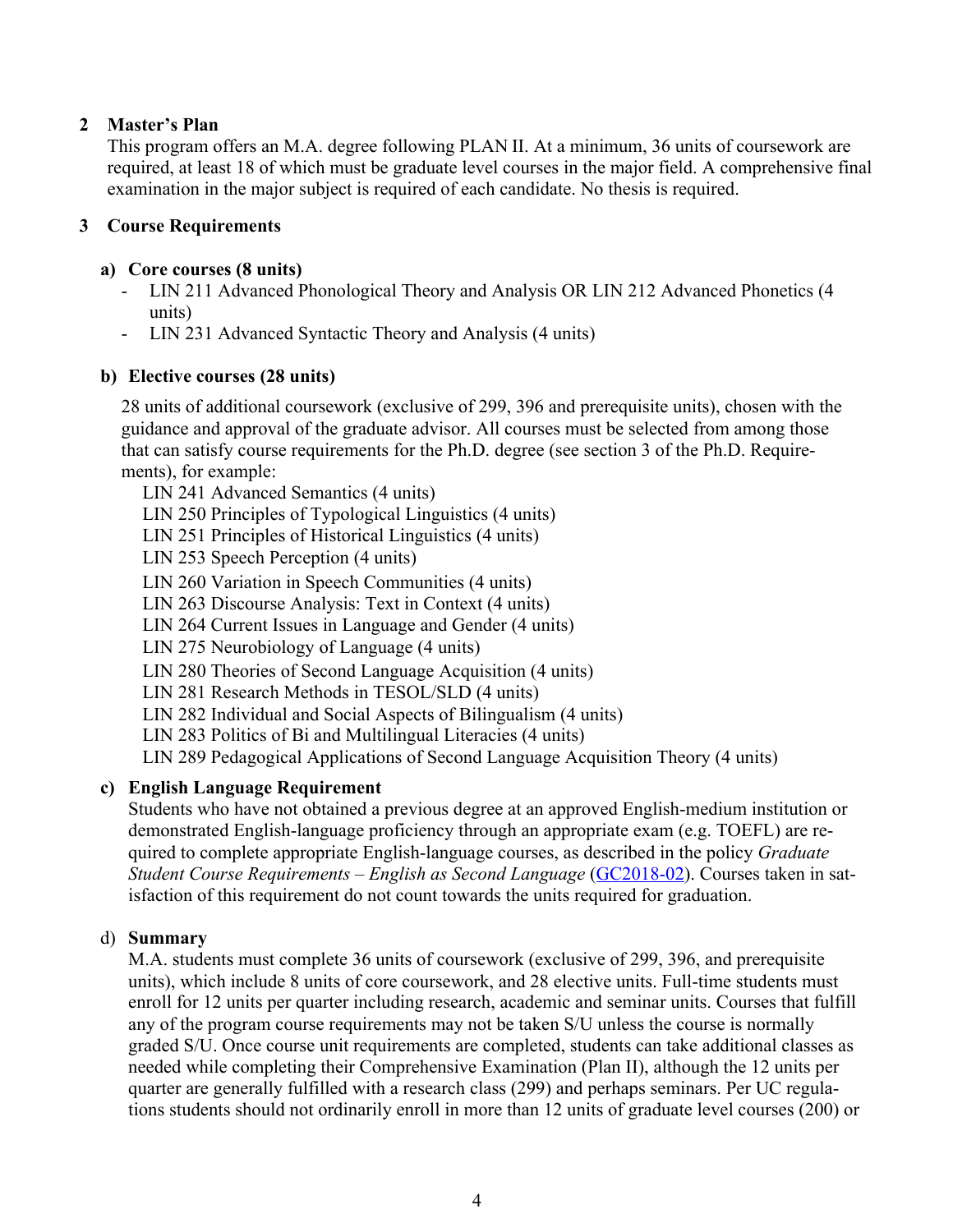## 2 Master's Plan

This program offers an M.A. degree following PLAN II. At a minimum, 36 units of coursework are required, at least 18 of which must be graduate level courses in the major field. A comprehensive final examination in the major subject is required of each candidate. No thesis is required.

## 3 Course Requirements

### a) Core courses (8 units)

- LIN 211 Advanced Phonological Theory and Analysis OR LIN 212 Advanced Phonetics (4 units)
- LIN 231 Advanced Syntactic Theory and Analysis (4 units)

### b) Elective courses (28 units)

28 units of additional coursework (exclusive of 299, 396 and prerequisite units), chosen with the guidance and approval of the graduate advisor. All courses must be selected from among those that can satisfy course requirements for the Ph.D. degree (see section 3 of the Ph.D. Requirements), for example:

LIN 241 Advanced Semantics (4 units)
LIN 250 Principles of Typological Linguistics (4 units)
LIN 251 Principles of Historical Linguistics (4 units)
LIN 253 Speech Perception (4 units)
LIN 260 Variation in Speech Communities (4 units)
LIN 263 Discourse Analysis: Text in Context (4 units)
LIN 264 Current Issues in Language and Gender (4 units)
LIN 275 Neurobiology of Language (4 units)
LIN 280 Theories of Second Language Acquisition (4 units)
LIN 281 Research Methods in TESOL/SLD (4 units)
LIN 282 Individual and Social Aspects of Bilingualism (4 units)
LIN 283 Politics of Bi and Multilingual Literacies (4 units)
LIN 289 Pedagogical Applications of Second Language Acquisition Theory (4 units)

### c) English Language Requirement

Students who have not obtained a previous degree at an approved English-medium institution or demonstrated English-language proficiency through an appropriate exam (e.g. TOEFL) are required to complete appropriate English-language courses, as described in the policy *Graduate Student Course Requirements – English as Second Language* (GC2018-02). Courses taken in satisfaction of this requirement do not count towards the units required for graduation.

### d) Summary

M.A. students must complete 36 units of coursework (exclusive of 299, 396, and prerequisite units), which include 8 units of core coursework, and 28 elective units. Full-time students must enroll for 12 units per quarter including research, academic and seminar units. Courses that fulfill any of the program course requirements may not be taken S/U unless the course is normally graded S/U. Once course unit requirements are completed, students can take additional classes as needed while completing their Comprehensive Examination (Plan II), although the 12 units per quarter are generally fulfilled with a research class (299) and perhaps seminars. Per UC regulations students should not ordinarily enroll in more than 12 units of graduate level courses (200) or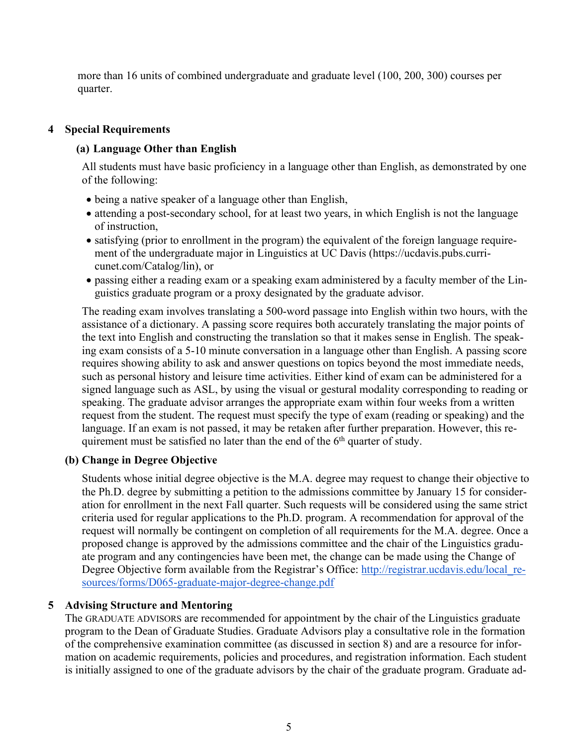more than 16 units of combined undergraduate and graduate level (100, 200, 300) courses per quarter.

## 4 Special Requirements

### (a) Language Other than English

All students must have basic proficiency in a language other than English, as demonstrated by one of the following:

- being a native speaker of a language other than English,
- attending a post-secondary school, for at least two years, in which English is not the language of instruction,
- satisfying (prior to enrollment in the program) the equivalent of the foreign language requirement of the undergraduate major in Linguistics at UC Davis (https://ucdavis.pubs.curricunet.com/Catalog/lin), or
- passing either a reading exam or a speaking exam administered by a faculty member of the Linguistics graduate program or a proxy designated by the graduate advisor.

The reading exam involves translating a 500-word passage into English within two hours, with the assistance of a dictionary. A passing score requires both accurately translating the major points of the text into English and constructing the translation so that it makes sense in English. The speaking exam consists of a 5-10 minute conversation in a language other than English. A passing score requires showing ability to ask and answer questions on topics beyond the most immediate needs, such as personal history and leisure time activities. Either kind of exam can be administered for a signed language such as ASL, by using the visual or gestural modality corresponding to reading or speaking. The graduate advisor arranges the appropriate exam within four weeks from a written request from the student. The request must specify the type of exam (reading or speaking) and the language. If an exam is not passed, it may be retaken after further preparation. However, this requirement must be satisfied no later than the end of the 6th quarter of study.

### (b) Change in Degree Objective

Students whose initial degree objective is the M.A. degree may request to change their objective to the Ph.D. degree by submitting a petition to the admissions committee by January 15 for consideration for enrollment in the next Fall quarter. Such requests will be considered using the same strict criteria used for regular applications to the Ph.D. program. A recommendation for approval of the request will normally be contingent on completion of all requirements for the M.A. degree. Once a proposed change is approved by the admissions committee and the chair of the Linguistics graduate program and any contingencies have been met, the change can be made using the Change of Degree Objective form available from the Registrar's Office: http://registrar.ucdavis.edu/local_resources/forms/D065-graduate-major-degree-change.pdf

## 5 Advising Structure and Mentoring

The GRADUATE ADVISORS are recommended for appointment by the chair of the Linguistics graduate program to the Dean of Graduate Studies. Graduate Advisors play a consultative role in the formation of the comprehensive examination committee (as discussed in section 8) and are a resource for information on academic requirements, policies and procedures, and registration information. Each student is initially assigned to one of the graduate advisors by the chair of the graduate program. Graduate ad-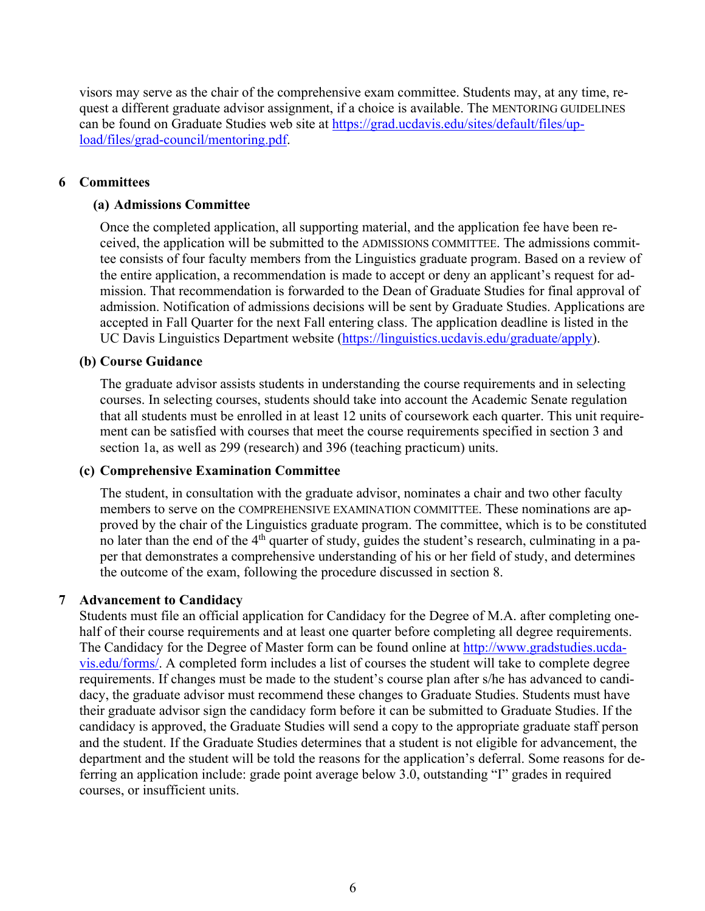visors may serve as the chair of the comprehensive exam committee. Students may, at any time, request a different graduate advisor assignment, if a choice is available. The MENTORING GUIDELINES can be found on Graduate Studies web site at [https://grad.ucdavis.edu/sites/default/files/upload/files/grad-council/mentoring.pdf](https://grad.ucdavis.edu/sites/default/files/upload/files/grad-council/mentoring.pdf).

## 6 Committees

### (a) Admissions Committee

Once the completed application, all supporting material, and the application fee have been received, the application will be submitted to the ADMISSIONS COMMITTEE. The admissions committee consists of four faculty members from the Linguistics graduate program. Based on a review of the entire application, a recommendation is made to accept or deny an applicant's request for admission. That recommendation is forwarded to the Dean of Graduate Studies for final approval of admission. Notification of admissions decisions will be sent by Graduate Studies. Applications are accepted in Fall Quarter for the next Fall entering class. The application deadline is listed in the UC Davis Linguistics Department website ([https://linguistics.ucdavis.edu/graduate/apply](https://linguistics.ucdavis.edu/graduate/apply)).

### (b) Course Guidance

The graduate advisor assists students in understanding the course requirements and in selecting courses. In selecting courses, students should take into account the Academic Senate regulation that all students must be enrolled in at least 12 units of coursework each quarter. This unit requirement can be satisfied with courses that meet the course requirements specified in section 3 and section 1a, as well as 299 (research) and 396 (teaching practicum) units.

### (c) Comprehensive Examination Committee

The student, in consultation with the graduate advisor, nominates a chair and two other faculty members to serve on the COMPREHENSIVE EXAMINATION COMMITTEE. These nominations are approved by the chair of the Linguistics graduate program. The committee, which is to be constituted no later than the end of the 4th quarter of study, guides the student's research, culminating in a paper that demonstrates a comprehensive understanding of his or her field of study, and determines the outcome of the exam, following the procedure discussed in section 8.

## 7 Advancement to Candidacy

Students must file an official application for Candidacy for the Degree of M.A. after completing one-half of their course requirements and at least one quarter before completing all degree requirements. The Candidacy for the Degree of Master form can be found online at [http://www.gradstudies.ucdavis.edu/forms/](http://www.gradstudies.ucdavis.edu/forms/). A completed form includes a list of courses the student will take to complete degree requirements. If changes must be made to the student's course plan after s/he has advanced to candidacy, the graduate advisor must recommend these changes to Graduate Studies. Students must have their graduate advisor sign the candidacy form before it can be submitted to Graduate Studies. If the candidacy is approved, the Graduate Studies will send a copy to the appropriate graduate staff person and the student. If the Graduate Studies determines that a student is not eligible for advancement, the department and the student will be told the reasons for the application's deferral. Some reasons for deferring an application include: grade point average below 3.0, outstanding "I" grades in required courses, or insufficient units.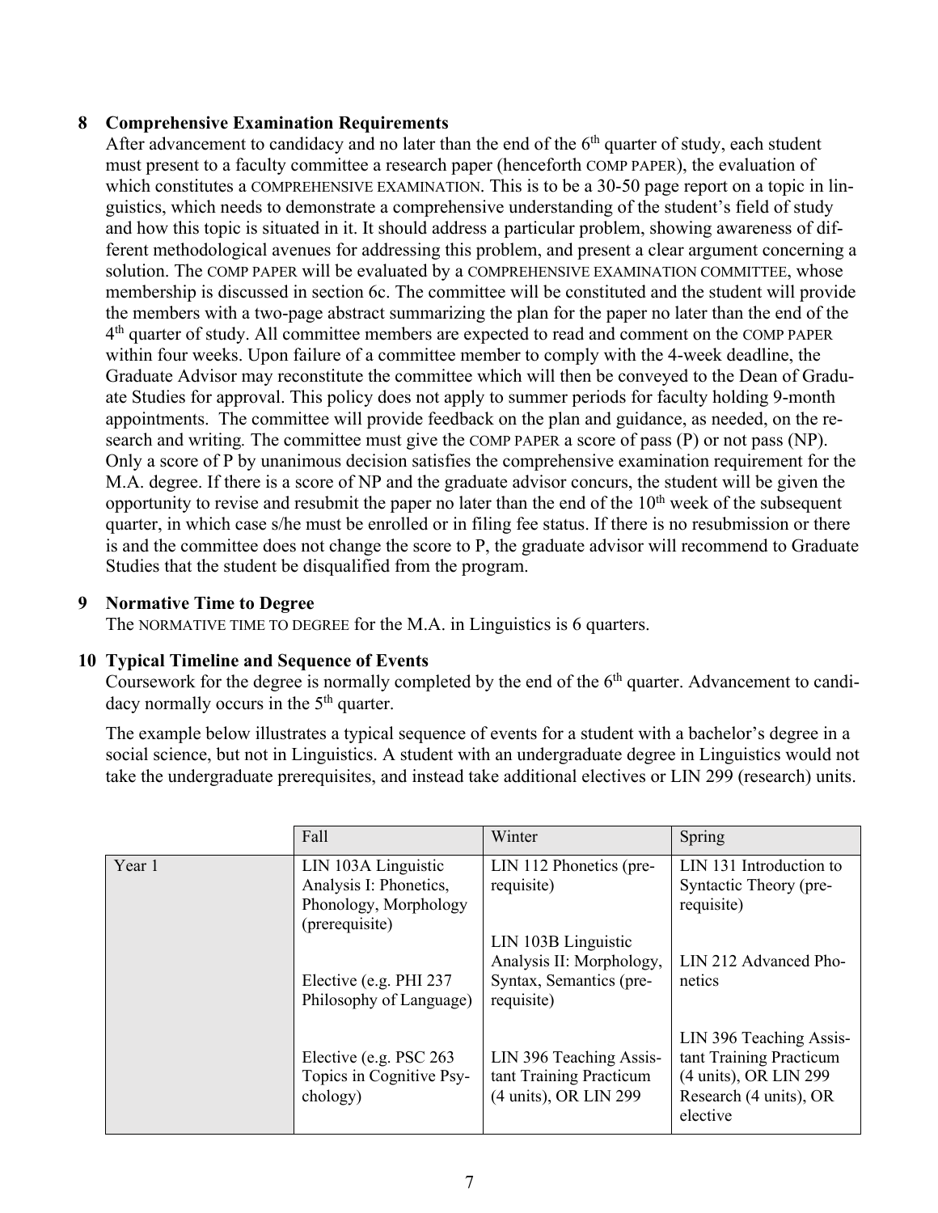## 8 Comprehensive Examination Requirements

After advancement to candidacy and no later than the end of the 6th quarter of study, each student must present to a faculty committee a research paper (henceforth COMP PAPER), the evaluation of which constitutes a COMPREHENSIVE EXAMINATION. This is to be a 30-50 page report on a topic in linguistics, which needs to demonstrate a comprehensive understanding of the student's field of study and how this topic is situated in it. It should address a particular problem, showing awareness of different methodological avenues for addressing this problem, and present a clear argument concerning a solution. The COMP PAPER will be evaluated by a COMPREHENSIVE EXAMINATION COMMITTEE, whose membership is discussed in section 6c. The committee will be constituted and the student will provide the members with a two-page abstract summarizing the plan for the paper no later than the end of the 4th quarter of study. All committee members are expected to read and comment on the COMP PAPER within four weeks. Upon failure of a committee member to comply with the 4-week deadline, the Graduate Advisor may reconstitute the committee which will then be conveyed to the Dean of Graduate Studies for approval. This policy does not apply to summer periods for faculty holding 9-month appointments. The committee will provide feedback on the plan and guidance, as needed, on the research and writing. The committee must give the COMP PAPER a score of pass (P) or not pass (NP). Only a score of P by unanimous decision satisfies the comprehensive examination requirement for the M.A. degree. If there is a score of NP and the graduate advisor concurs, the student will be given the opportunity to revise and resubmit the paper no later than the end of the 10th week of the subsequent quarter, in which case s/he must be enrolled or in filing fee status. If there is no resubmission or there is and the committee does not change the score to P, the graduate advisor will recommend to Graduate Studies that the student be disqualified from the program.

## 9 Normative Time to Degree

The NORMATIVE TIME TO DEGREE for the M.A. in Linguistics is 6 quarters.

## 10 Typical Timeline and Sequence of Events

Coursework for the degree is normally completed by the end of the 6th quarter. Advancement to candidacy normally occurs in the 5th quarter.

The example below illustrates a typical sequence of events for a student with a bachelor's degree in a social science, but not in Linguistics. A student with an undergraduate degree in Linguistics would not take the undergraduate prerequisites, and instead take additional electives or LIN 299 (research) units.

| | Fall | Winter | Spring |
|---|---|---|---|
| Year 1 | LIN 103A Linguistic Analysis I: Phonetics, Phonology, Morphology (prerequisite) | LIN 112 Phonetics (prerequisite) | LIN 131 Introduction to Syntactic Theory (prerequisite) |
| | Elective (e.g. PHI 237 Philosophy of Language) | LIN 103B Linguistic Analysis II: Morphology, Syntax, Semantics (prerequisite) | LIN 212 Advanced Phonetics |
| | Elective (e.g. PSC 263 Topics in Cognitive Psychology) | LIN 396 Teaching Assistant Training Practicum (4 units), OR LIN 299 | LIN 396 Teaching Assistant Training Practicum (4 units), OR LIN 299 Research (4 units), OR elective |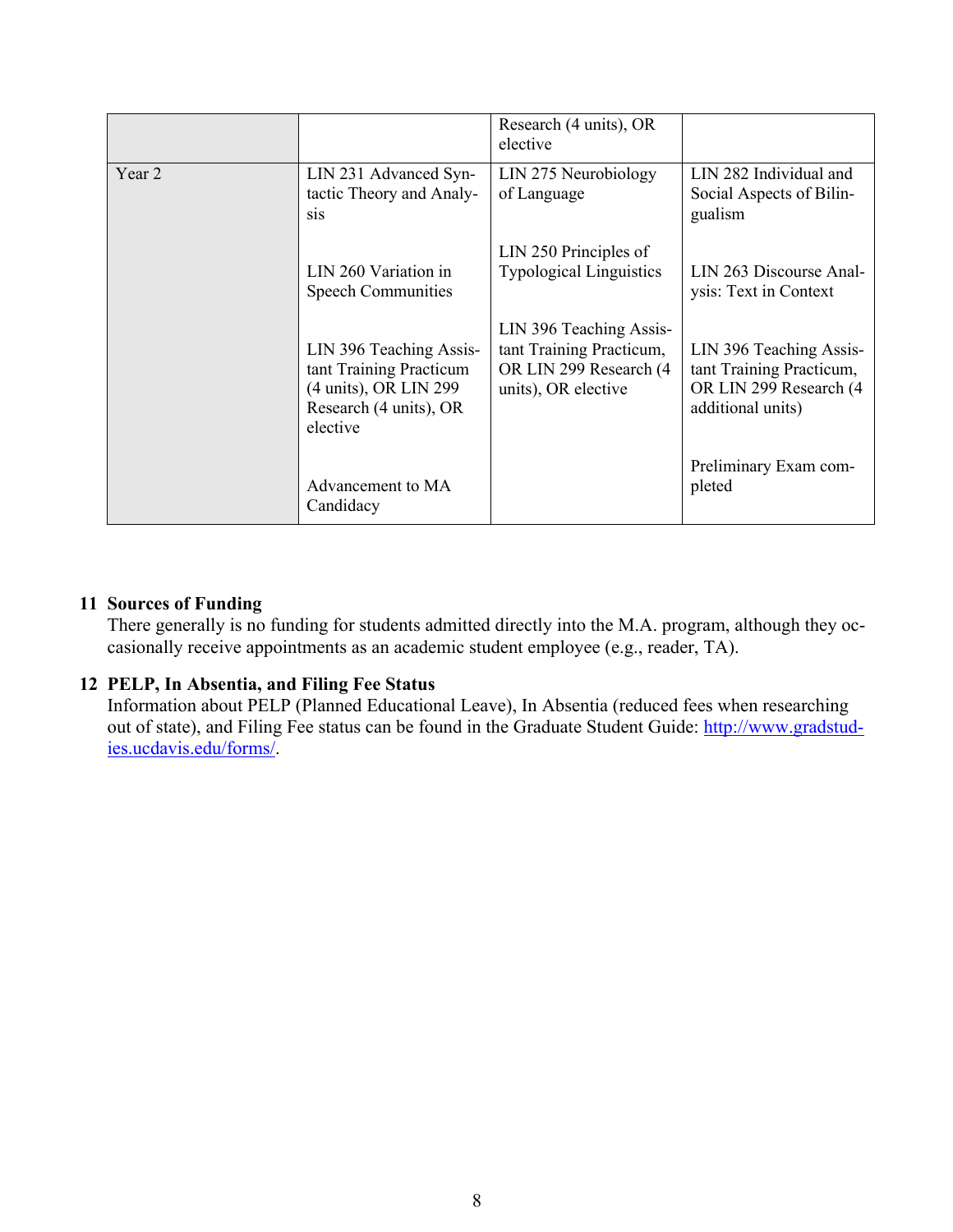| | | | |
|---|---|---|---|
| | | Research (4 units), OR elective | |
| Year 2 | LIN 231 Advanced Syntactic Theory and Analysis<br><br>LIN 260 Variation in Speech Communities<br><br>LIN 396 Teaching Assistant Training Practicum (4 units), OR LIN 299 Research (4 units), OR elective<br><br>Advancement to MA Candidacy | LIN 275 Neurobiology of Language<br><br>LIN 250 Principles of Typological Linguistics<br><br>LIN 396 Teaching Assistant Training Practicum, OR LIN 299 Research (4 units), OR elective | LIN 282 Individual and Social Aspects of Bilingualism<br><br>LIN 263 Discourse Analysis: Text in Context<br><br>LIN 396 Teaching Assistant Training Practicum, OR LIN 299 Research (4 additional units)<br><br>Preliminary Exam completed |

## 11 Sources of Funding

There generally is no funding for students admitted directly into the M.A. program, although they occasionally receive appointments as an academic student employee (e.g., reader, TA).

## 12 PELP, In Absentia, and Filing Fee Status

Information about PELP (Planned Educational Leave), In Absentia (reduced fees when researching out of state), and Filing Fee status can be found in the Graduate Student Guide: http://www.gradstudies.ucdavis.edu/forms/.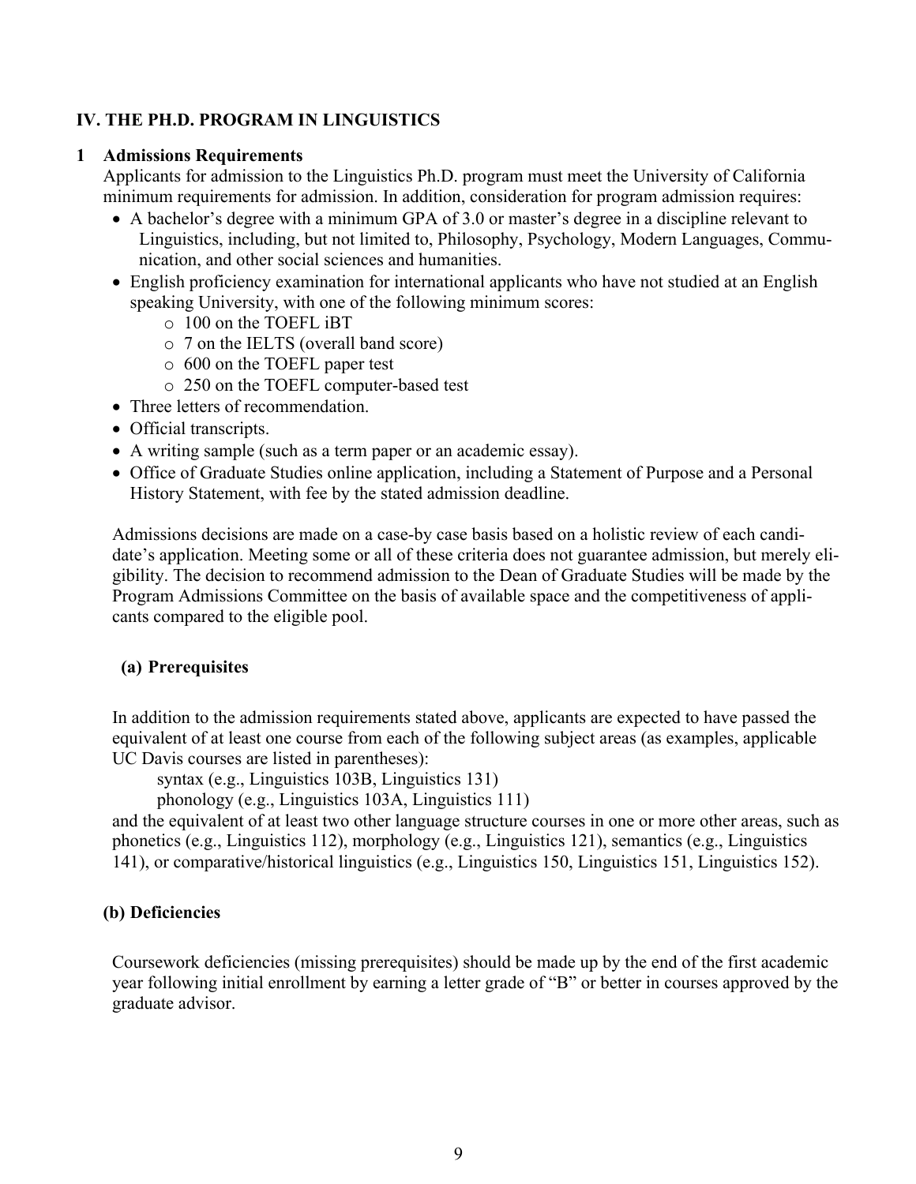## IV. THE PH.D. PROGRAM IN LINGUISTICS

### 1 Admissions Requirements

Applicants for admission to the Linguistics Ph.D. program must meet the University of California minimum requirements for admission. In addition, consideration for program admission requires:

- A bachelor's degree with a minimum GPA of 3.0 or master's degree in a discipline relevant to Linguistics, including, but not limited to, Philosophy, Psychology, Modern Languages, Communication, and other social sciences and humanities.
- English proficiency examination for international applicants who have not studied at an English speaking University, with one of the following minimum scores:
  - 100 on the TOEFL iBT
  - 7 on the IELTS (overall band score)
  - 600 on the TOEFL paper test
  - 250 on the TOEFL computer-based test
- Three letters of recommendation.
- Official transcripts.
- A writing sample (such as a term paper or an academic essay).
- Office of Graduate Studies online application, including a Statement of Purpose and a Personal History Statement, with fee by the stated admission deadline.

Admissions decisions are made on a case-by case basis based on a holistic review of each candidate's application. Meeting some or all of these criteria does not guarantee admission, but merely eligibility. The decision to recommend admission to the Dean of Graduate Studies will be made by the Program Admissions Committee on the basis of available space and the competitiveness of applicants compared to the eligible pool.

#### (a) Prerequisites

In addition to the admission requirements stated above, applicants are expected to have passed the equivalent of at least one course from each of the following subject areas (as examples, applicable UC Davis courses are listed in parentheses):

syntax (e.g., Linguistics 103B, Linguistics 131)
phonology (e.g., Linguistics 103A, Linguistics 111)

and the equivalent of at least two other language structure courses in one or more other areas, such as phonetics (e.g., Linguistics 112), morphology (e.g., Linguistics 121), semantics (e.g., Linguistics 141), or comparative/historical linguistics (e.g., Linguistics 150, Linguistics 151, Linguistics 152).

#### (b) Deficiencies

Coursework deficiencies (missing prerequisites) should be made up by the end of the first academic year following initial enrollment by earning a letter grade of "B" or better in courses approved by the graduate advisor.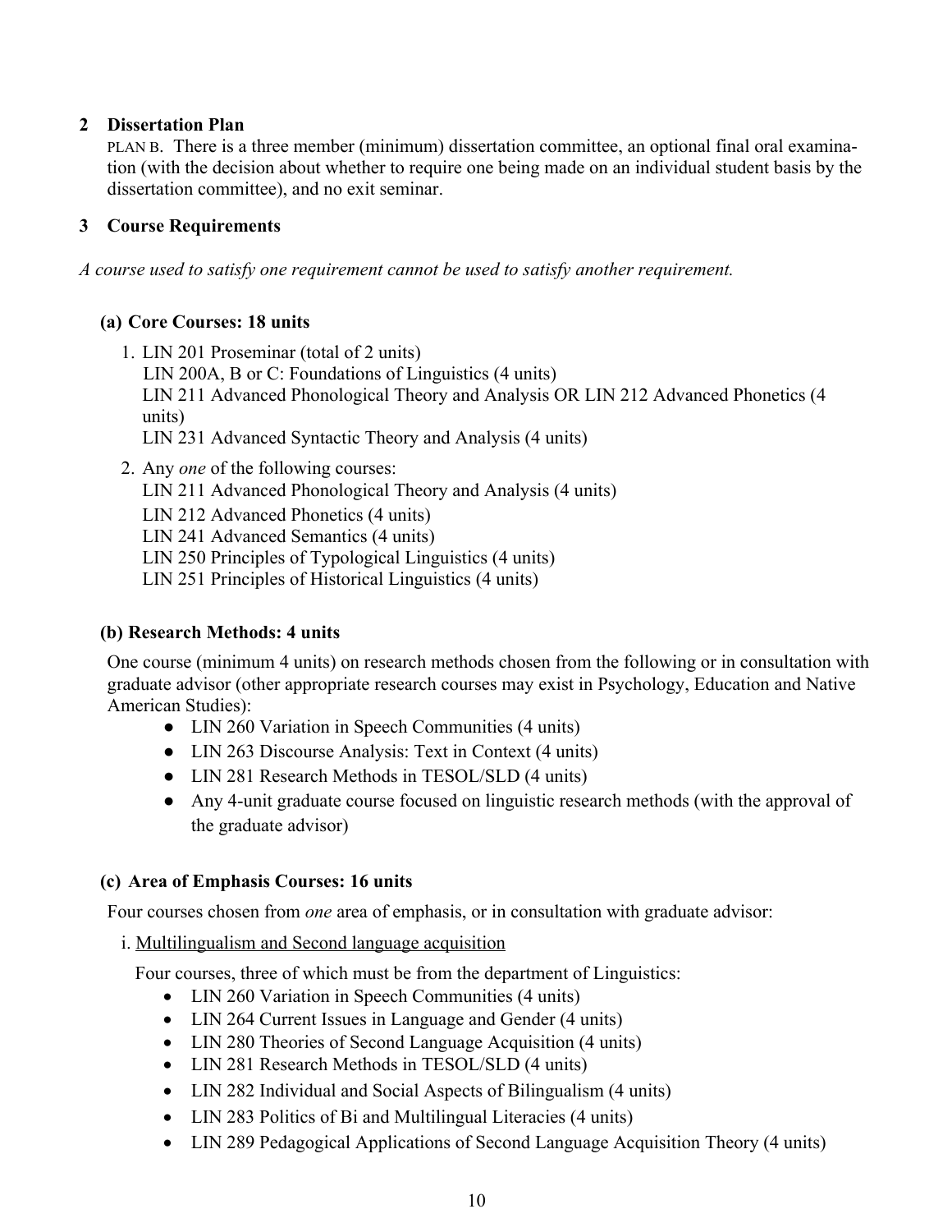## 2 Dissertation Plan

PLAN B. There is a three member (minimum) dissertation committee, an optional final oral examination (with the decision about whether to require one being made on an individual student basis by the dissertation committee), and no exit seminar.

## 3 Course Requirements

*A course used to satisfy one requirement cannot be used to satisfy another requirement.*

### (a) Core Courses: 18 units

1. LIN 201 Proseminar (total of 2 units)
   LIN 200A, B or C: Foundations of Linguistics (4 units)
   LIN 211 Advanced Phonological Theory and Analysis OR LIN 212 Advanced Phonetics (4 units)
   LIN 231 Advanced Syntactic Theory and Analysis (4 units)
2. Any *one* of the following courses:
   LIN 211 Advanced Phonological Theory and Analysis (4 units)
   LIN 212 Advanced Phonetics (4 units)
   LIN 241 Advanced Semantics (4 units)
   LIN 250 Principles of Typological Linguistics (4 units)
   LIN 251 Principles of Historical Linguistics (4 units)

### (b) Research Methods: 4 units

One course (minimum 4 units) on research methods chosen from the following or in consultation with graduate advisor (other appropriate research courses may exist in Psychology, Education and Native American Studies):

- LIN 260 Variation in Speech Communities (4 units)
- LIN 263 Discourse Analysis: Text in Context (4 units)
- LIN 281 Research Methods in TESOL/SLD (4 units)
- Any 4-unit graduate course focused on linguistic research methods (with the approval of the graduate advisor)

### (c) Area of Emphasis Courses: 16 units

Four courses chosen from *one* area of emphasis, or in consultation with graduate advisor:

i. Multilingualism and Second language acquisition

Four courses, three of which must be from the department of Linguistics:

- LIN 260 Variation in Speech Communities (4 units)
- LIN 264 Current Issues in Language and Gender (4 units)
- LIN 280 Theories of Second Language Acquisition (4 units)
- LIN 281 Research Methods in TESOL/SLD (4 units)
- LIN 282 Individual and Social Aspects of Bilingualism (4 units)
- LIN 283 Politics of Bi and Multilingual Literacies (4 units)
- LIN 289 Pedagogical Applications of Second Language Acquisition Theory (4 units)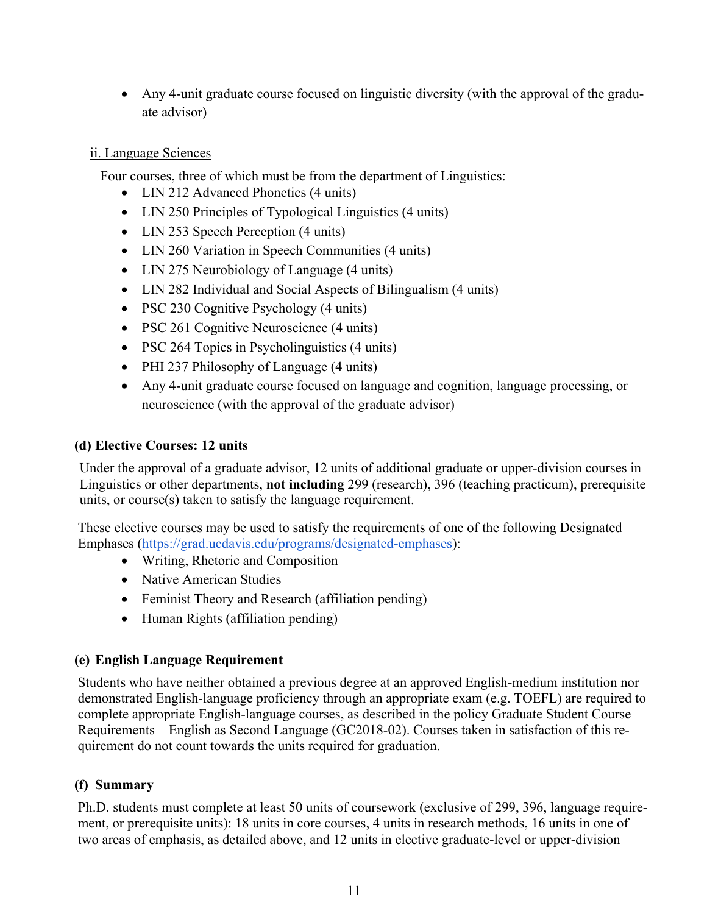- Any 4-unit graduate course focused on linguistic diversity (with the approval of the graduate advisor)

ii. Language Sciences

Four courses, three of which must be from the department of Linguistics:

- LIN 212 Advanced Phonetics (4 units)
- LIN 250 Principles of Typological Linguistics (4 units)
- LIN 253 Speech Perception (4 units)
- LIN 260 Variation in Speech Communities (4 units)
- LIN 275 Neurobiology of Language (4 units)
- LIN 282 Individual and Social Aspects of Bilingualism (4 units)
- PSC 230 Cognitive Psychology (4 units)
- PSC 261 Cognitive Neuroscience (4 units)
- PSC 264 Topics in Psycholinguistics (4 units)
- PHI 237 Philosophy of Language (4 units)
- Any 4-unit graduate course focused on language and cognition, language processing, or neuroscience (with the approval of the graduate advisor)

### (d) Elective Courses: 12 units

Under the approval of a graduate advisor, 12 units of additional graduate or upper-division courses in Linguistics or other departments, **not including** 299 (research), 396 (teaching practicum), prerequisite units, or course(s) taken to satisfy the language requirement.

These elective courses may be used to satisfy the requirements of one of the following Designated Emphases (https://grad.ucdavis.edu/programs/designated-emphases):

- Writing, Rhetoric and Composition
- Native American Studies
- Feminist Theory and Research (affiliation pending)
- Human Rights (affiliation pending)

### (e) English Language Requirement

Students who have neither obtained a previous degree at an approved English-medium institution nor demonstrated English-language proficiency through an appropriate exam (e.g. TOEFL) are required to complete appropriate English-language courses, as described in the policy Graduate Student Course Requirements – English as Second Language (GC2018-02). Courses taken in satisfaction of this requirement do not count towards the units required for graduation.

### (f) Summary

Ph.D. students must complete at least 50 units of coursework (exclusive of 299, 396, language requirement, or prerequisite units): 18 units in core courses, 4 units in research methods, 16 units in one of two areas of emphasis, as detailed above, and 12 units in elective graduate-level or upper-division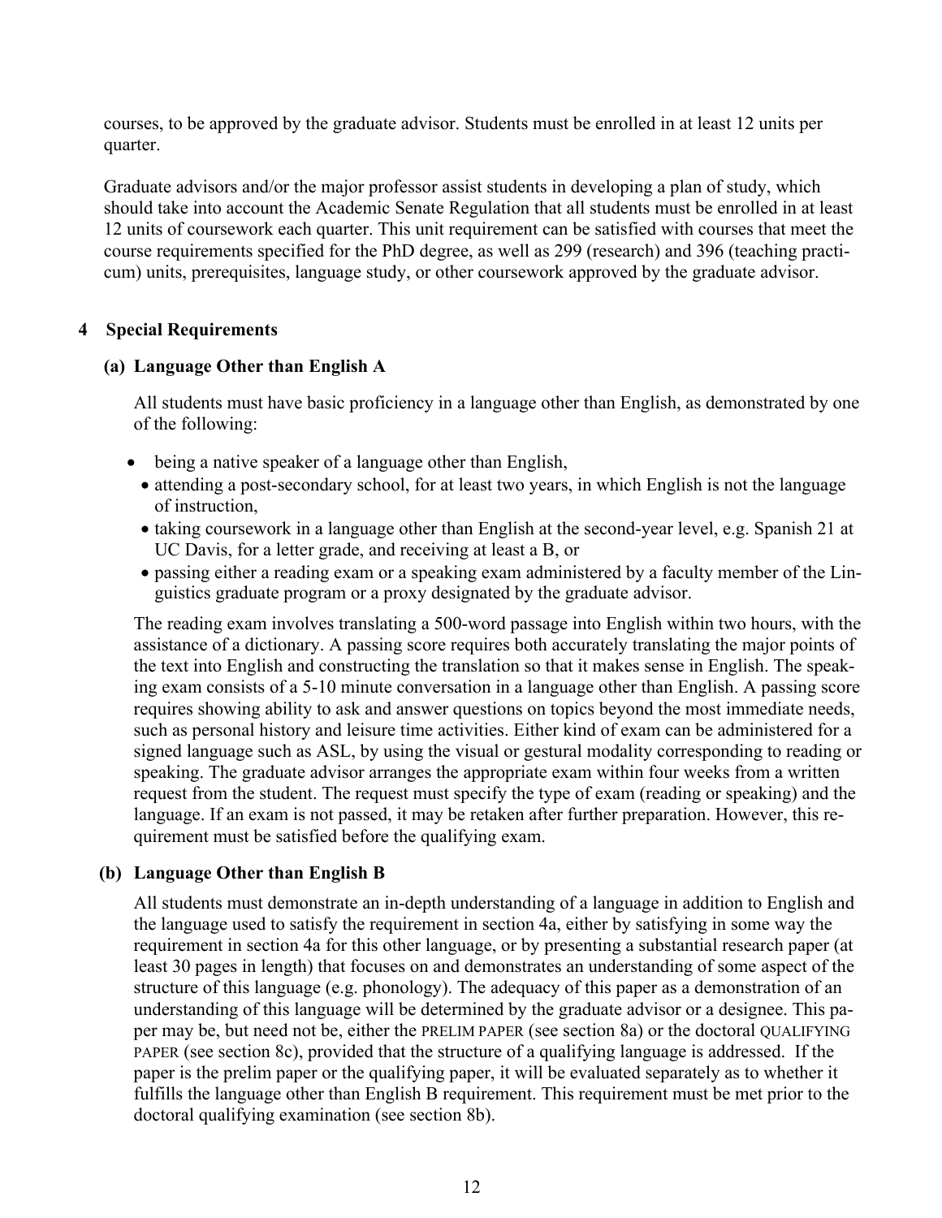courses, to be approved by the graduate advisor. Students must be enrolled in at least 12 units per quarter.

Graduate advisors and/or the major professor assist students in developing a plan of study, which should take into account the Academic Senate Regulation that all students must be enrolled in at least 12 units of coursework each quarter. This unit requirement can be satisfied with courses that meet the course requirements specified for the PhD degree, as well as 299 (research) and 396 (teaching practicum) units, prerequisites, language study, or other coursework approved by the graduate advisor.

## 4 Special Requirements

### (a) Language Other than English A

All students must have basic proficiency in a language other than English, as demonstrated by one of the following:

- being a native speaker of a language other than English,
- attending a post-secondary school, for at least two years, in which English is not the language of instruction,
- taking coursework in a language other than English at the second-year level, e.g. Spanish 21 at UC Davis, for a letter grade, and receiving at least a B, or
- passing either a reading exam or a speaking exam administered by a faculty member of the Linguistics graduate program or a proxy designated by the graduate advisor.

The reading exam involves translating a 500-word passage into English within two hours, with the assistance of a dictionary. A passing score requires both accurately translating the major points of the text into English and constructing the translation so that it makes sense in English. The speaking exam consists of a 5-10 minute conversation in a language other than English. A passing score requires showing ability to ask and answer questions on topics beyond the most immediate needs, such as personal history and leisure time activities. Either kind of exam can be administered for a signed language such as ASL, by using the visual or gestural modality corresponding to reading or speaking. The graduate advisor arranges the appropriate exam within four weeks from a written request from the student. The request must specify the type of exam (reading or speaking) and the language. If an exam is not passed, it may be retaken after further preparation. However, this requirement must be satisfied before the qualifying exam.

### (b) Language Other than English B

All students must demonstrate an in-depth understanding of a language in addition to English and the language used to satisfy the requirement in section 4a, either by satisfying in some way the requirement in section 4a for this other language, or by presenting a substantial research paper (at least 30 pages in length) that focuses on and demonstrates an understanding of some aspect of the structure of this language (e.g. phonology). The adequacy of this paper as a demonstration of an understanding of this language will be determined by the graduate advisor or a designee. This paper may be, but need not be, either the PRELIM PAPER (see section 8a) or the doctoral QUALIFYING PAPER (see section 8c), provided that the structure of a qualifying language is addressed. If the paper is the prelim paper or the qualifying paper, it will be evaluated separately as to whether it fulfills the language other than English B requirement. This requirement must be met prior to the doctoral qualifying examination (see section 8b).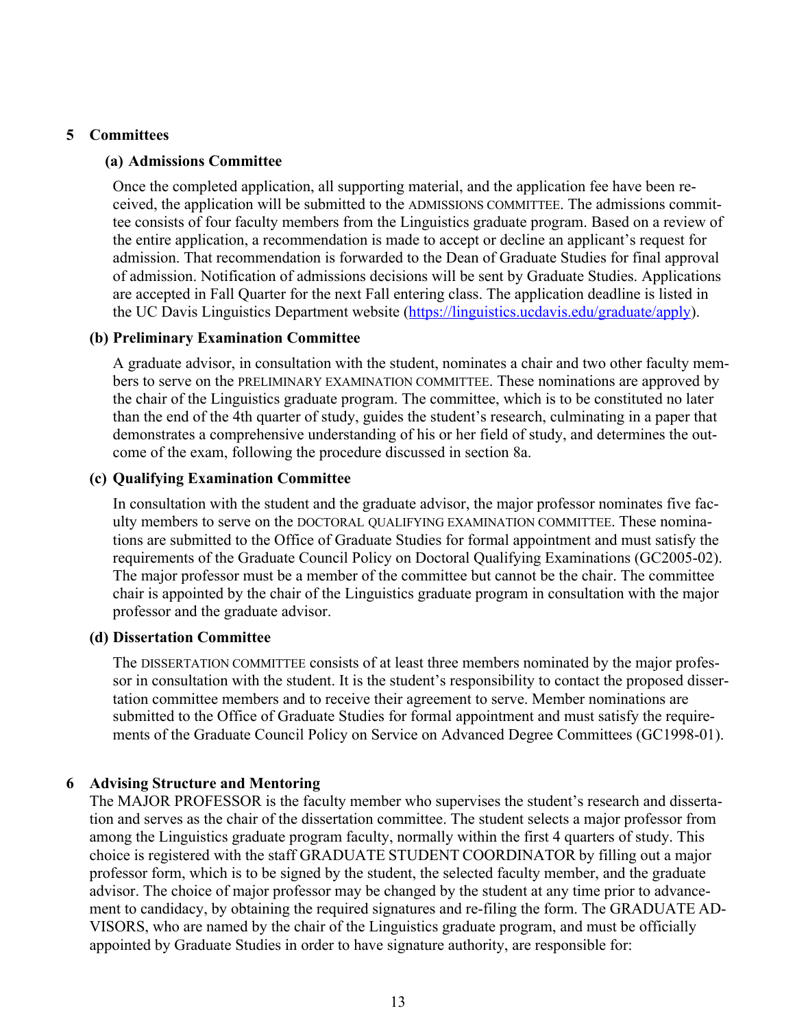## 5 Committees

### (a) Admissions Committee

Once the completed application, all supporting material, and the application fee have been received, the application will be submitted to the ADMISSIONS COMMITTEE. The admissions committee consists of four faculty members from the Linguistics graduate program. Based on a review of the entire application, a recommendation is made to accept or decline an applicant's request for admission. That recommendation is forwarded to the Dean of Graduate Studies for final approval of admission. Notification of admissions decisions will be sent by Graduate Studies. Applications are accepted in Fall Quarter for the next Fall entering class. The application deadline is listed in the UC Davis Linguistics Department website (https://linguistics.ucdavis.edu/graduate/apply).

### (b) Preliminary Examination Committee

A graduate advisor, in consultation with the student, nominates a chair and two other faculty members to serve on the PRELIMINARY EXAMINATION COMMITTEE. These nominations are approved by the chair of the Linguistics graduate program. The committee, which is to be constituted no later than the end of the 4th quarter of study, guides the student's research, culminating in a paper that demonstrates a comprehensive understanding of his or her field of study, and determines the outcome of the exam, following the procedure discussed in section 8a.

### (c) Qualifying Examination Committee

In consultation with the student and the graduate advisor, the major professor nominates five faculty members to serve on the DOCTORAL QUALIFYING EXAMINATION COMMITTEE. These nominations are submitted to the Office of Graduate Studies for formal appointment and must satisfy the requirements of the Graduate Council Policy on Doctoral Qualifying Examinations (GC2005-02). The major professor must be a member of the committee but cannot be the chair. The committee chair is appointed by the chair of the Linguistics graduate program in consultation with the major professor and the graduate advisor.

### (d) Dissertation Committee

The DISSERTATION COMMITTEE consists of at least three members nominated by the major professor in consultation with the student. It is the student's responsibility to contact the proposed dissertation committee members and to receive their agreement to serve. Member nominations are submitted to the Office of Graduate Studies for formal appointment and must satisfy the requirements of the Graduate Council Policy on Service on Advanced Degree Committees (GC1998-01).

## 6 Advising Structure and Mentoring

The MAJOR PROFESSOR is the faculty member who supervises the student's research and dissertation and serves as the chair of the dissertation committee. The student selects a major professor from among the Linguistics graduate program faculty, normally within the first 4 quarters of study. This choice is registered with the staff GRADUATE STUDENT COORDINATOR by filling out a major professor form, which is to be signed by the student, the selected faculty member, and the graduate advisor. The choice of major professor may be changed by the student at any time prior to advancement to candidacy, by obtaining the required signatures and re-filing the form. The GRADUATE ADVISORS, who are named by the chair of the Linguistics graduate program, and must be officially appointed by Graduate Studies in order to have signature authority, are responsible for: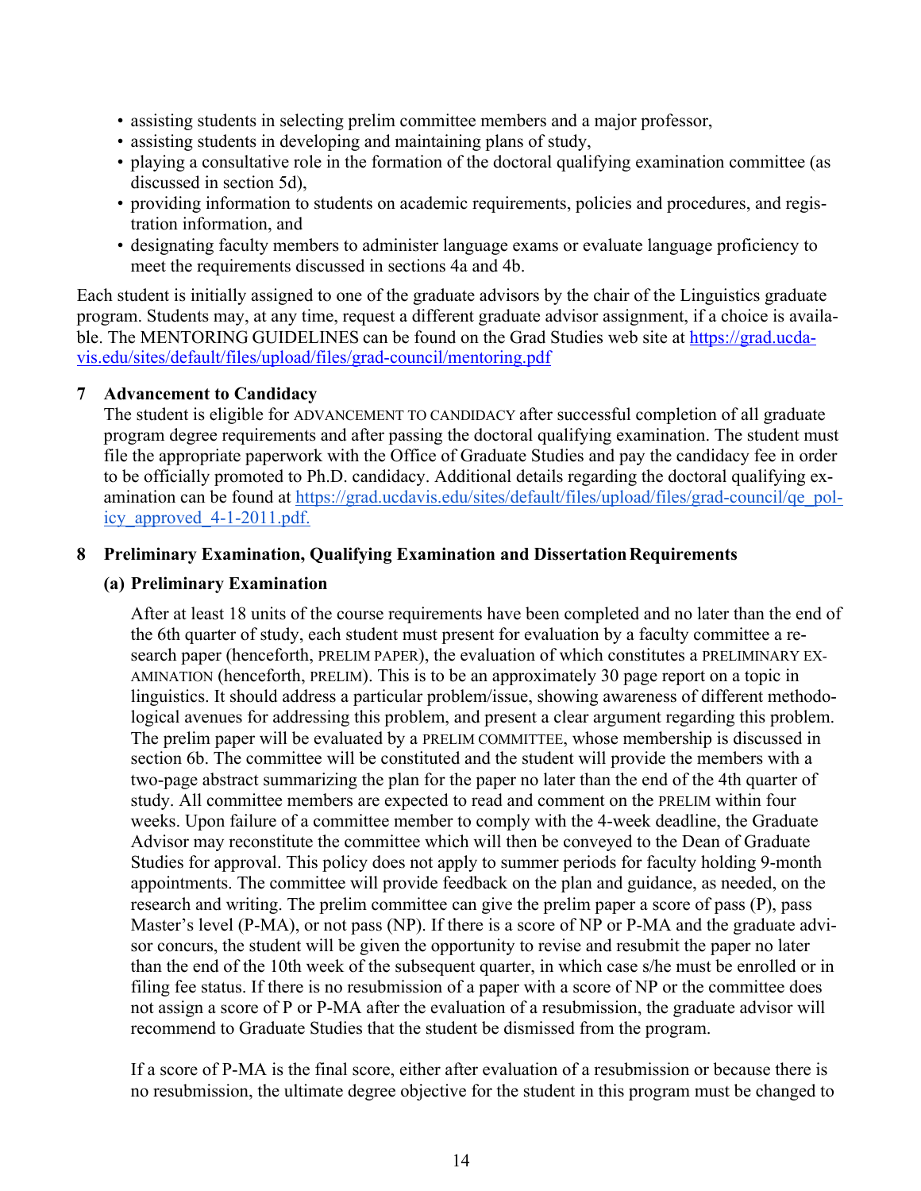- assisting students in selecting prelim committee members and a major professor,
- assisting students in developing and maintaining plans of study,
- playing a consultative role in the formation of the doctoral qualifying examination committee (as discussed in section 5d),
- providing information to students on academic requirements, policies and procedures, and registration information, and
- designating faculty members to administer language exams or evaluate language proficiency to meet the requirements discussed in sections 4a and 4b.

Each student is initially assigned to one of the graduate advisors by the chair of the Linguistics graduate program. Students may, at any time, request a different graduate advisor assignment, if a choice is available. The MENTORING GUIDELINES can be found on the Grad Studies web site at https://grad.ucdavis.edu/sites/default/files/upload/files/grad-council/mentoring.pdf

## 7 Advancement to Candidacy

The student is eligible for ADVANCEMENT TO CANDIDACY after successful completion of all graduate program degree requirements and after passing the doctoral qualifying examination. The student must file the appropriate paperwork with the Office of Graduate Studies and pay the candidacy fee in order to be officially promoted to Ph.D. candidacy. Additional details regarding the doctoral qualifying examination can be found at https://grad.ucdavis.edu/sites/default/files/upload/files/grad-council/qe_policy_approved_4-1-2011.pdf.

## 8 Preliminary Examination, Qualifying Examination and Dissertation Requirements

### (a) Preliminary Examination

After at least 18 units of the course requirements have been completed and no later than the end of the 6th quarter of study, each student must present for evaluation by a faculty committee a research paper (henceforth, PRELIM PAPER), the evaluation of which constitutes a PRELIMINARY EXAMINATION (henceforth, PRELIM). This is to be an approximately 30 page report on a topic in linguistics. It should address a particular problem/issue, showing awareness of different methodological avenues for addressing this problem, and present a clear argument regarding this problem. The prelim paper will be evaluated by a PRELIM COMMITTEE, whose membership is discussed in section 6b. The committee will be constituted and the student will provide the members with a two-page abstract summarizing the plan for the paper no later than the end of the 4th quarter of study. All committee members are expected to read and comment on the PRELIM within four weeks. Upon failure of a committee member to comply with the 4-week deadline, the Graduate Advisor may reconstitute the committee which will then be conveyed to the Dean of Graduate Studies for approval. This policy does not apply to summer periods for faculty holding 9-month appointments. The committee will provide feedback on the plan and guidance, as needed, on the research and writing. The prelim committee can give the prelim paper a score of pass (P), pass Master's level (P-MA), or not pass (NP). If there is a score of NP or P-MA and the graduate advisor concurs, the student will be given the opportunity to revise and resubmit the paper no later than the end of the 10th week of the subsequent quarter, in which case s/he must be enrolled or in filing fee status. If there is no resubmission of a paper with a score of NP or the committee does not assign a score of P or P-MA after the evaluation of a resubmission, the graduate advisor will recommend to Graduate Studies that the student be dismissed from the program.

If a score of P-MA is the final score, either after evaluation of a resubmission or because there is no resubmission, the ultimate degree objective for the student in this program must be changed to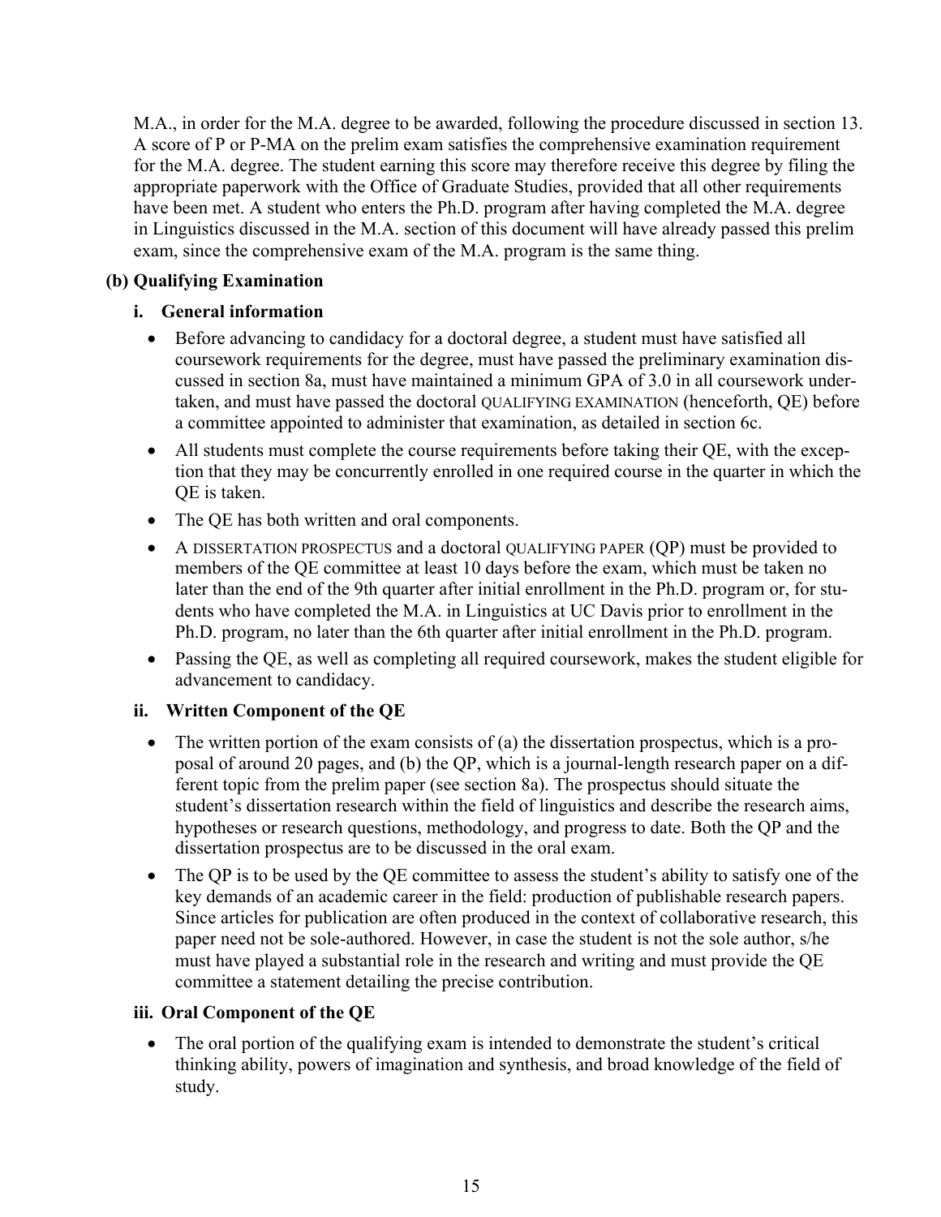M.A., in order for the M.A. degree to be awarded, following the procedure discussed in section 13. A score of P or P-MA on the prelim exam satisfies the comprehensive examination requirement for the M.A. degree. The student earning this score may therefore receive this degree by filing the appropriate paperwork with the Office of Graduate Studies, provided that all other requirements have been met. A student who enters the Ph.D. program after having completed the M.A. degree in Linguistics discussed in the M.A. section of this document will have already passed this prelim exam, since the comprehensive exam of the M.A. program is the same thing.

### (b) Qualifying Examination

#### i. General information

- Before advancing to candidacy for a doctoral degree, a student must have satisfied all coursework requirements for the degree, must have passed the preliminary examination discussed in section 8a, must have maintained a minimum GPA of 3.0 in all coursework undertaken, and must have passed the doctoral QUALIFYING EXAMINATION (henceforth, QE) before a committee appointed to administer that examination, as detailed in section 6c.
- All students must complete the course requirements before taking their QE, with the exception that they may be concurrently enrolled in one required course in the quarter in which the QE is taken.
- The QE has both written and oral components.
- A DISSERTATION PROSPECTUS and a doctoral QUALIFYING PAPER (QP) must be provided to members of the QE committee at least 10 days before the exam, which must be taken no later than the end of the 9th quarter after initial enrollment in the Ph.D. program or, for students who have completed the M.A. in Linguistics at UC Davis prior to enrollment in the Ph.D. program, no later than the 6th quarter after initial enrollment in the Ph.D. program.
- Passing the QE, as well as completing all required coursework, makes the student eligible for advancement to candidacy.

#### ii. Written Component of the QE

- The written portion of the exam consists of (a) the dissertation prospectus, which is a proposal of around 20 pages, and (b) the QP, which is a journal-length research paper on a different topic from the prelim paper (see section 8a). The prospectus should situate the student's dissertation research within the field of linguistics and describe the research aims, hypotheses or research questions, methodology, and progress to date. Both the QP and the dissertation prospectus are to be discussed in the oral exam.
- The QP is to be used by the QE committee to assess the student's ability to satisfy one of the key demands of an academic career in the field: production of publishable research papers. Since articles for publication are often produced in the context of collaborative research, this paper need not be sole-authored. However, in case the student is not the sole author, s/he must have played a substantial role in the research and writing and must provide the QE committee a statement detailing the precise contribution.

#### iii. Oral Component of the QE

- The oral portion of the qualifying exam is intended to demonstrate the student's critical thinking ability, powers of imagination and synthesis, and broad knowledge of the field of study.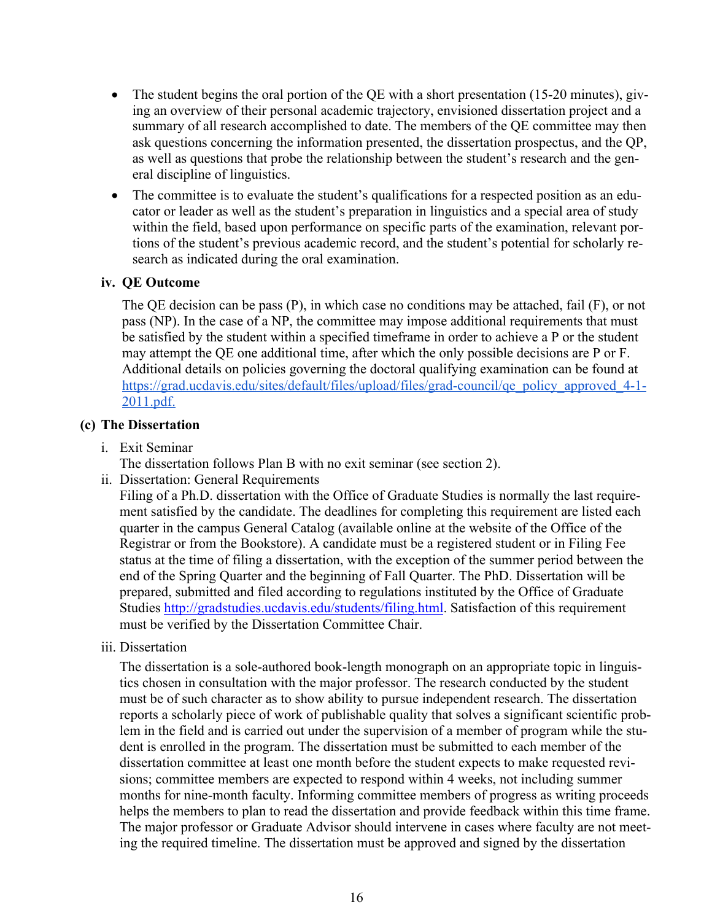- The student begins the oral portion of the QE with a short presentation (15-20 minutes), giving an overview of their personal academic trajectory, envisioned dissertation project and a summary of all research accomplished to date. The members of the QE committee may then ask questions concerning the information presented, the dissertation prospectus, and the QP, as well as questions that probe the relationship between the student's research and the general discipline of linguistics.
- The committee is to evaluate the student's qualifications for a respected position as an educator or leader as well as the student's preparation in linguistics and a special area of study within the field, based upon performance on specific parts of the examination, relevant portions of the student's previous academic record, and the student's potential for scholarly research as indicated during the oral examination.

#### iv. QE Outcome

The QE decision can be pass (P), in which case no conditions may be attached, fail (F), or not pass (NP). In the case of a NP, the committee may impose additional requirements that must be satisfied by the student within a specified timeframe in order to achieve a P or the student may attempt the QE one additional time, after which the only possible decisions are P or F. Additional details on policies governing the doctoral qualifying examination can be found at [https://grad.ucdavis.edu/sites/default/files/upload/files/grad-council/qe_policy_approved_4-1-2011.pdf.](https://grad.ucdavis.edu/sites/default/files/upload/files/grad-council/qe_policy_approved_4-1-2011.pdf)

### (c) The Dissertation

i. Exit Seminar
The dissertation follows Plan B with no exit seminar (see section 2).

ii. Dissertation: General Requirements
Filing of a Ph.D. dissertation with the Office of Graduate Studies is normally the last requirement satisfied by the candidate. The deadlines for completing this requirement are listed each quarter in the campus General Catalog (available online at the website of the Office of the Registrar or from the Bookstore). A candidate must be a registered student or in Filing Fee status at the time of filing a dissertation, with the exception of the summer period between the end of the Spring Quarter and the beginning of Fall Quarter. The PhD. Dissertation will be prepared, submitted and filed according to regulations instituted by the Office of Graduate Studies [http://gradstudies.ucdavis.edu/students/filing.html](http://gradstudies.ucdavis.edu/students/filing.html). Satisfaction of this requirement must be verified by the Dissertation Committee Chair.

iii. Dissertation

The dissertation is a sole-authored book-length monograph on an appropriate topic in linguistics chosen in consultation with the major professor. The research conducted by the student must be of such character as to show ability to pursue independent research. The dissertation reports a scholarly piece of work of publishable quality that solves a significant scientific problem in the field and is carried out under the supervision of a member of program while the student is enrolled in the program. The dissertation must be submitted to each member of the dissertation committee at least one month before the student expects to make requested revisions; committee members are expected to respond within 4 weeks, not including summer months for nine-month faculty. Informing committee members of progress as writing proceeds helps the members to plan to read the dissertation and provide feedback within this time frame. The major professor or Graduate Advisor should intervene in cases where faculty are not meeting the required timeline. The dissertation must be approved and signed by the dissertation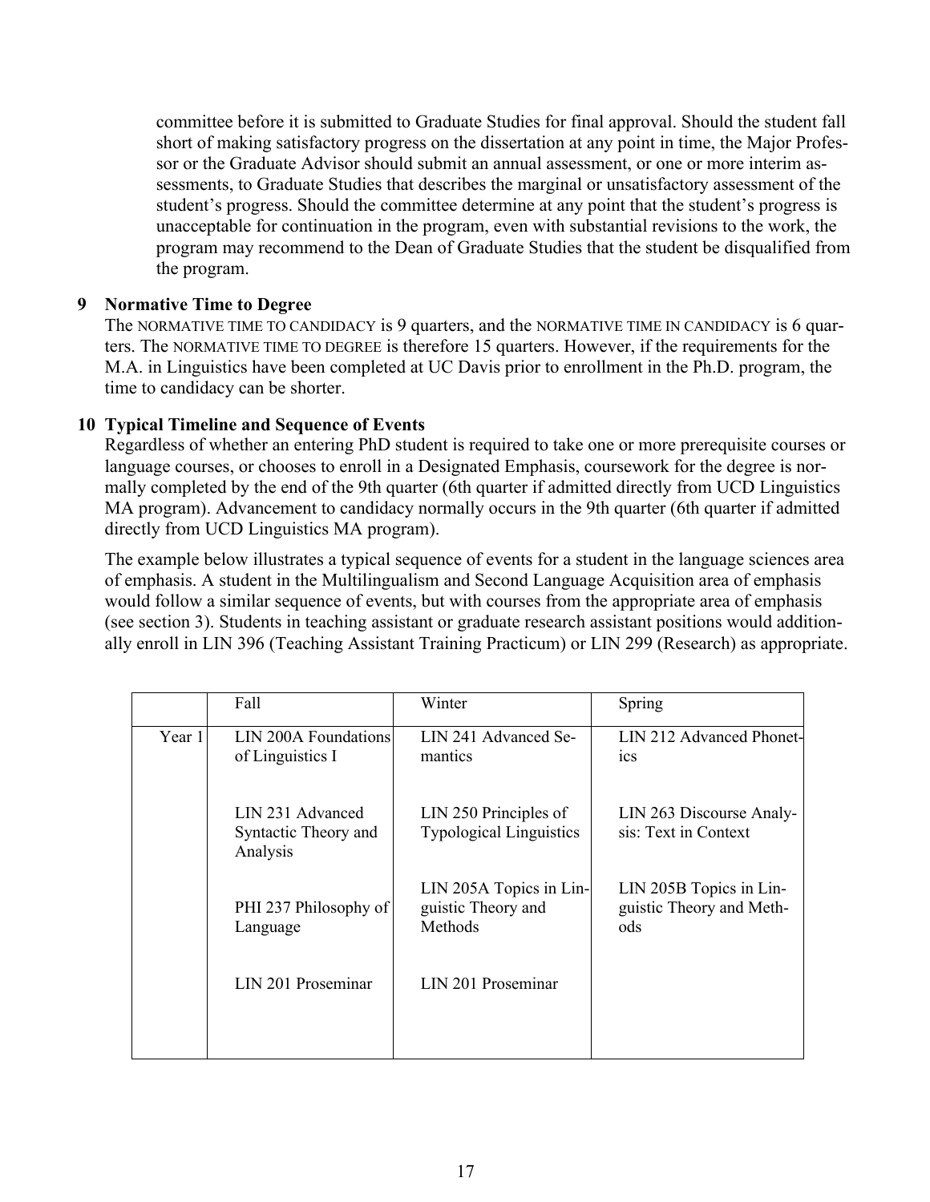committee before it is submitted to Graduate Studies for final approval. Should the student fall short of making satisfactory progress on the dissertation at any point in time, the Major Professor or the Graduate Advisor should submit an annual assessment, or one or more interim assessments, to Graduate Studies that describes the marginal or unsatisfactory assessment of the student's progress. Should the committee determine at any point that the student's progress is unacceptable for continuation in the program, even with substantial revisions to the work, the program may recommend to the Dean of Graduate Studies that the student be disqualified from the program.

## 9 Normative Time to Degree

The NORMATIVE TIME TO CANDIDACY is 9 quarters, and the NORMATIVE TIME IN CANDIDACY is 6 quarters. The NORMATIVE TIME TO DEGREE is therefore 15 quarters. However, if the requirements for the M.A. in Linguistics have been completed at UC Davis prior to enrollment in the Ph.D. program, the time to candidacy can be shorter.

## 10 Typical Timeline and Sequence of Events

Regardless of whether an entering PhD student is required to take one or more prerequisite courses or language courses, or chooses to enroll in a Designated Emphasis, coursework for the degree is normally completed by the end of the 9th quarter (6th quarter if admitted directly from UCD Linguistics MA program). Advancement to candidacy normally occurs in the 9th quarter (6th quarter if admitted directly from UCD Linguistics MA program).

The example below illustrates a typical sequence of events for a student in the language sciences area of emphasis. A student in the Multilingualism and Second Language Acquisition area of emphasis would follow a similar sequence of events, but with courses from the appropriate area of emphasis (see section 3). Students in teaching assistant or graduate research assistant positions would additionally enroll in LIN 396 (Teaching Assistant Training Practicum) or LIN 299 (Research) as appropriate.

| | Fall | Winter | Spring |
|---|---|---|---|
| Year 1 | LIN 200A Foundations of Linguistics I | LIN 241 Advanced Semantics | LIN 212 Advanced Phonetics |
| | LIN 231 Advanced Syntactic Theory and Analysis | LIN 250 Principles of Typological Linguistics | LIN 263 Discourse Analysis: Text in Context |
| | PHI 237 Philosophy of Language | LIN 205A Topics in Linguistic Theory and Methods | LIN 205B Topics in Linguistic Theory and Methods |
| | LIN 201 Proseminar | LIN 201 Proseminar | |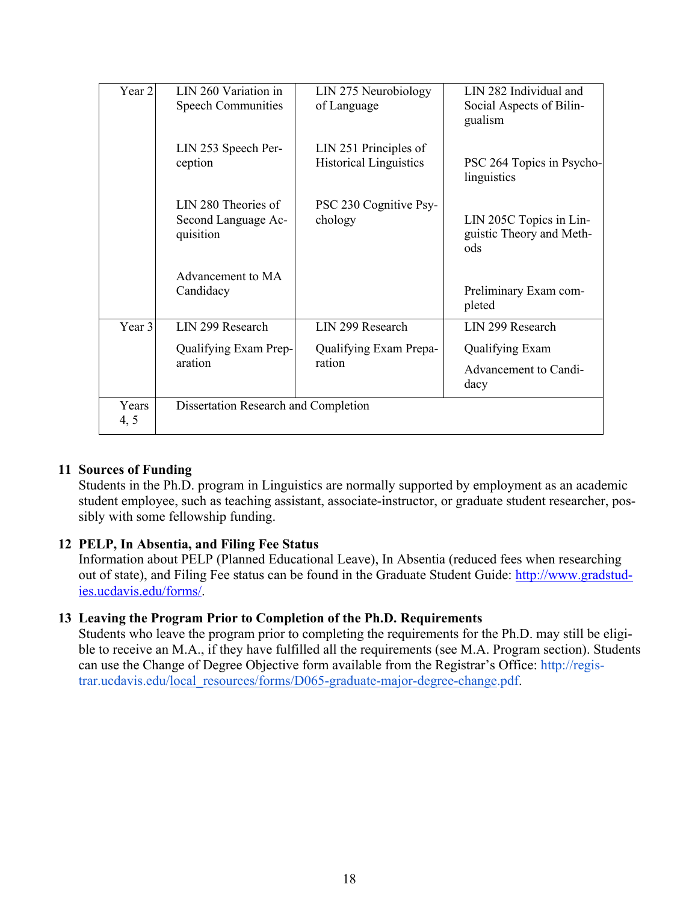| | | | |
|---|---|---|---|
| Year 2 | LIN 260 Variation in Speech Communities<br><br>LIN 253 Speech Perception<br><br>LIN 280 Theories of Second Language Acquisition<br><br>Advancement to MA Candidacy | LIN 275 Neurobiology of Language<br><br>LIN 251 Principles of Historical Linguistics<br><br>PSC 230 Cognitive Psychology | LIN 282 Individual and Social Aspects of Bilingualism<br><br>PSC 264 Topics in Psycholinguistics<br><br>LIN 205C Topics in Linguistic Theory and Methods<br><br>Preliminary Exam completed |
| Year 3 | LIN 299 Research<br><br>Qualifying Exam Preparation | LIN 299 Research<br><br>Qualifying Exam Preparation | LIN 299 Research<br><br>Qualifying Exam<br><br>Advancement to Candidacy |
| Years 4, 5 | Dissertation Research and Completion | | |

## 11 Sources of Funding

Students in the Ph.D. program in Linguistics are normally supported by employment as an academic student employee, such as teaching assistant, associate-instructor, or graduate student researcher, possibly with some fellowship funding.

## 12 PELP, In Absentia, and Filing Fee Status

Information about PELP (Planned Educational Leave), In Absentia (reduced fees when researching out of state), and Filing Fee status can be found in the Graduate Student Guide: http://www.gradstudies.ucdavis.edu/forms/.

## 13 Leaving the Program Prior to Completion of the Ph.D. Requirements

Students who leave the program prior to completing the requirements for the Ph.D. may still be eligible to receive an M.A., if they have fulfilled all the requirements (see M.A. Program section). Students can use the Change of Degree Objective form available from the Registrar's Office: http://registrar.ucdavis.edu/local_resources/forms/D065-graduate-major-degree-change.pdf.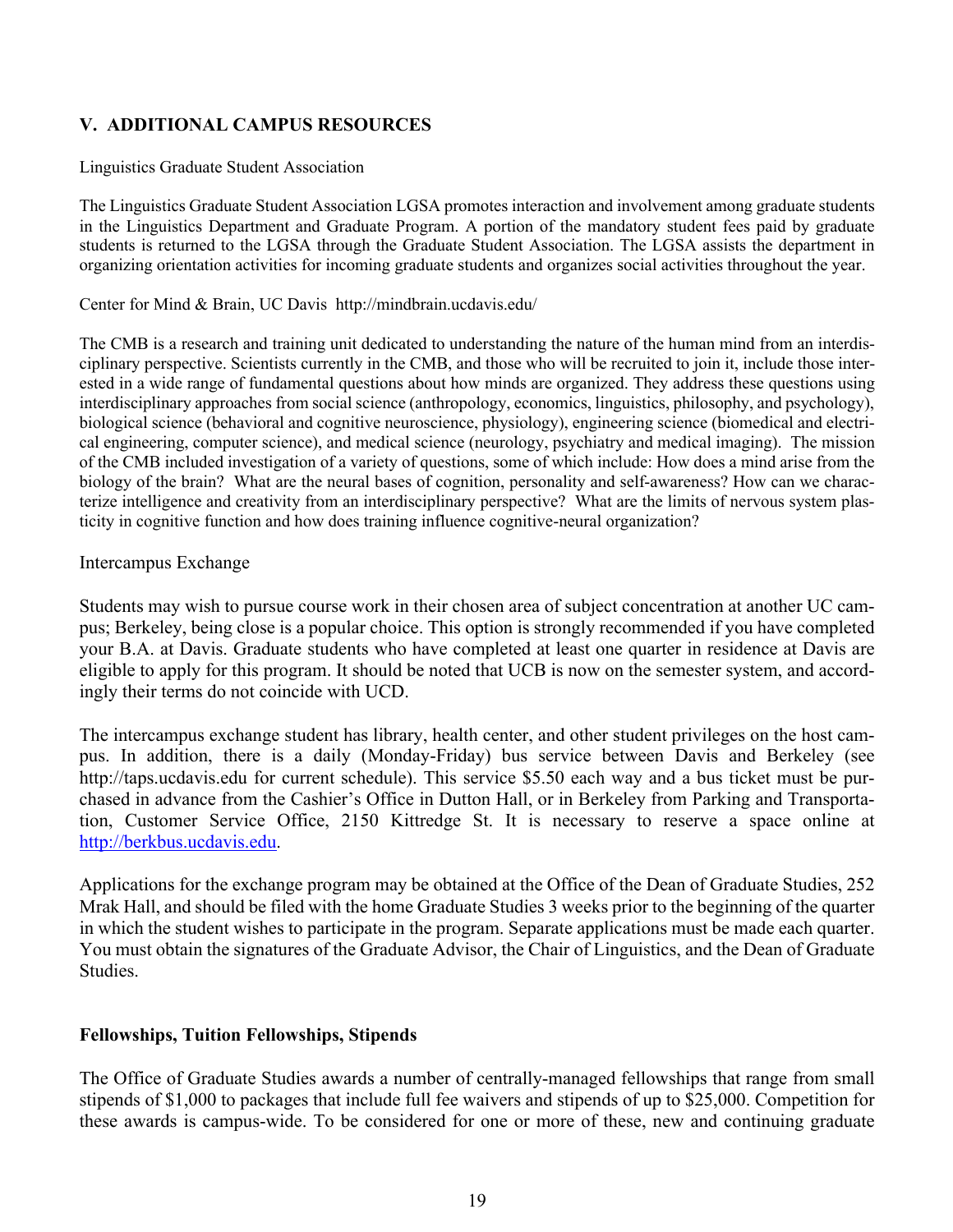## V. ADDITIONAL CAMPUS RESOURCES

Linguistics Graduate Student Association

The Linguistics Graduate Student Association LGSA promotes interaction and involvement among graduate students in the Linguistics Department and Graduate Program. A portion of the mandatory student fees paid by graduate students is returned to the LGSA through the Graduate Student Association. The LGSA assists the department in organizing orientation activities for incoming graduate students and organizes social activities throughout the year.

Center for Mind & Brain, UC Davis http://mindbrain.ucdavis.edu/

The CMB is a research and training unit dedicated to understanding the nature of the human mind from an interdisciplinary perspective. Scientists currently in the CMB, and those who will be recruited to join it, include those interested in a wide range of fundamental questions about how minds are organized. They address these questions using interdisciplinary approaches from social science (anthropology, economics, linguistics, philosophy, and psychology), biological science (behavioral and cognitive neuroscience, physiology), engineering science (biomedical and electrical engineering, computer science), and medical science (neurology, psychiatry and medical imaging). The mission of the CMB included investigation of a variety of questions, some of which include: How does a mind arise from the biology of the brain? What are the neural bases of cognition, personality and self-awareness? How can we characterize intelligence and creativity from an interdisciplinary perspective? What are the limits of nervous system plasticity in cognitive function and how does training influence cognitive-neural organization?

Intercampus Exchange

Students may wish to pursue course work in their chosen area of subject concentration at another UC campus; Berkeley, being close is a popular choice. This option is strongly recommended if you have completed your B.A. at Davis. Graduate students who have completed at least one quarter in residence at Davis are eligible to apply for this program. It should be noted that UCB is now on the semester system, and accordingly their terms do not coincide with UCD.

The intercampus exchange student has library, health center, and other student privileges on the host campus. In addition, there is a daily (Monday-Friday) bus service between Davis and Berkeley (see http://taps.ucdavis.edu for current schedule). This service $5.50 each way and a bus ticket must be purchased in advance from the Cashier's Office in Dutton Hall, or in Berkeley from Parking and Transportation, Customer Service Office, 2150 Kittredge St. It is necessary to reserve a space online at http://berkbus.ucdavis.edu.

Applications for the exchange program may be obtained at the Office of the Dean of Graduate Studies, 252 Mrak Hall, and should be filed with the home Graduate Studies 3 weeks prior to the beginning of the quarter in which the student wishes to participate in the program. Separate applications must be made each quarter. You must obtain the signatures of the Graduate Advisor, the Chair of Linguistics, and the Dean of Graduate Studies.

### Fellowships, Tuition Fellowships, Stipends

The Office of Graduate Studies awards a number of centrally-managed fellowships that range from small stipends of $1,000 to packages that include full fee waivers and stipends of up to $25,000. Competition for these awards is campus-wide. To be considered for one or more of these, new and continuing graduate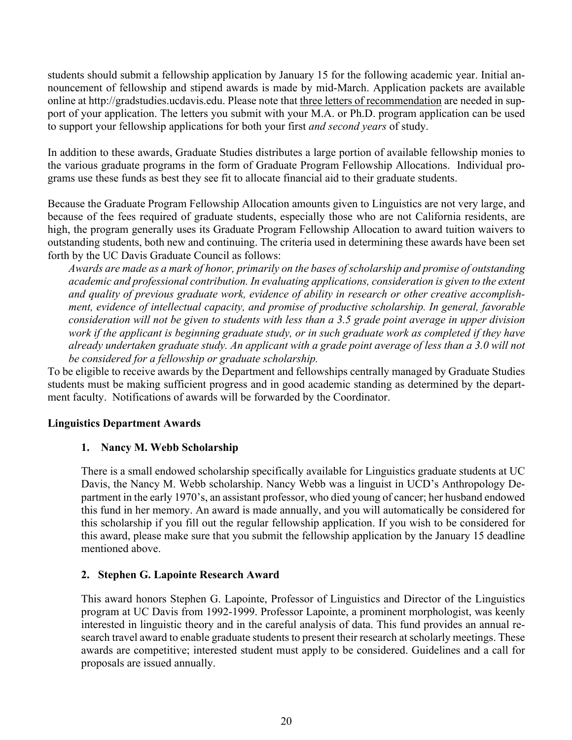students should submit a fellowship application by January 15 for the following academic year. Initial announcement of fellowship and stipend awards is made by mid-March. Application packets are available online at http://gradstudies.ucdavis.edu. Please note that <u>three letters of recommendation</u> are needed in support of your application. The letters you submit with your M.A. or Ph.D. program application can be used to support your fellowship applications for both your first *and second years* of study.

In addition to these awards, Graduate Studies distributes a large portion of available fellowship monies to the various graduate programs in the form of Graduate Program Fellowship Allocations. Individual programs use these funds as best they see fit to allocate financial aid to their graduate students.

Because the Graduate Program Fellowship Allocation amounts given to Linguistics are not very large, and because of the fees required of graduate students, especially those who are not California residents, are high, the program generally uses its Graduate Program Fellowship Allocation to award tuition waivers to outstanding students, both new and continuing. The criteria used in determining these awards have been set forth by the UC Davis Graduate Council as follows:

> *Awards are made as a mark of honor, primarily on the bases of scholarship and promise of outstanding academic and professional contribution. In evaluating applications, consideration is given to the extent and quality of previous graduate work, evidence of ability in research or other creative accomplishment, evidence of intellectual capacity, and promise of productive scholarship. In general, favorable consideration will not be given to students with less than a 3.5 grade point average in upper division work if the applicant is beginning graduate study, or in such graduate work as completed if they have already undertaken graduate study. An applicant with a grade point average of less than a 3.0 will not be considered for a fellowship or graduate scholarship.*

To be eligible to receive awards by the Department and fellowships centrally managed by Graduate Studies students must be making sufficient progress and in good academic standing as determined by the department faculty. Notifications of awards will be forwarded by the Coordinator.

**Linguistics Department Awards**

1. **Nancy M. Webb Scholarship**

   There is a small endowed scholarship specifically available for Linguistics graduate students at UC Davis, the Nancy M. Webb scholarship. Nancy Webb was a linguist in UCD's Anthropology Department in the early 1970's, an assistant professor, who died young of cancer; her husband endowed this fund in her memory. An award is made annually, and you will automatically be considered for this scholarship if you fill out the regular fellowship application. If you wish to be considered for this award, please make sure that you submit the fellowship application by the January 15 deadline mentioned above.

2. **Stephen G. Lapointe Research Award**

   This award honors Stephen G. Lapointe, Professor of Linguistics and Director of the Linguistics program at UC Davis from 1992-1999. Professor Lapointe, a prominent morphologist, was keenly interested in linguistic theory and in the careful analysis of data. This fund provides an annual research travel award to enable graduate students to present their research at scholarly meetings. These awards are competitive; interested student must apply to be considered. Guidelines and a call for proposals are issued annually.